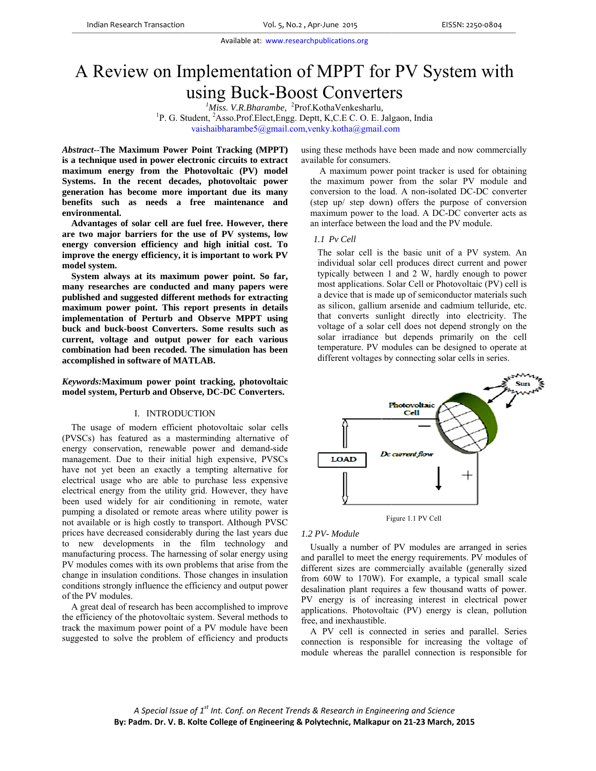# A Review on Implementation of MPPT for PV System with using Buck-Boost Converters

[1]*Miss. V.R.Bharambe,* [2]Prof.KothaVenkesharlu,

[1]P. G. Student, [2]Asso.Prof.Elect,Engg. Deptt, K,C.E C. O. E. Jalgaon, India

vaishaibharambe5@gmail.com,venky.kotha@gmail.com

***Abstract*--The Maximum Power Point Tracking (MPPT) is a technique used in power electronic circuits to extract maximum energy from the Photovoltaic (PV) model Systems. In the recent decades, photovoltaic power generation has become more important due its many benefits such as needs a free maintenance and environmental.**

**Advantages of solar cell are fuel free. However, there are two major barriers for the use of PV systems, low energy conversion efficiency and high initial cost. To improve the energy efficiency, it is important to work PV model system.**

**System always at its maximum power point. So far, many researches are conducted and many papers were published and suggested different methods for extracting maximum power point. This report presents in details implementation of Perturb and Observe MPPT using buck and buck-boost Converters. Some results such as current, voltage and output power for each various combination had been recoded. The simulation has been accomplished in software of MATLAB.**

***Keywords:*Maximum power point tracking, photovoltaic model system, Perturb and Observe, DC-DC Converters.**

## I. INTRODUCTION

The usage of modern efficient photovoltaic solar cells (PVSCs) has featured as a masterminding alternative of energy conservation, renewable power and demand-side management. Due to their initial high expensive, PVSCs have not yet been an exactly a tempting alternative for electrical usage who are able to purchase less expensive electrical energy from the utility grid. However, they have been used widely for air conditioning in remote, water pumping a disolated or remote areas where utility power is not available or is high costly to transport. Although PVSC prices have decreased considerably during the last years due to new developments in the film technology and manufacturing process. The harnessing of solar energy using PV modules comes with its own problems that arise from the change in insulation conditions. Those changes in insulation conditions strongly influence the efficiency and output power of the PV modules.

A great deal of research has been accomplished to improve the efficiency of the photovoltaic system. Several methods to track the maximum power point of a PV module have been suggested to solve the problem of efficiency and products using these methods have been made and now commercially available for consumers.

A maximum power point tracker is used for obtaining the maximum power from the solar PV module and conversion to the load. A non-isolated DC-DC converter (step up/ step down) offers the purpose of conversion maximum power to the load. A DC-DC converter acts as an interface between the load and the PV module.

### *1.1 Pv Cell*

The solar cell is the basic unit of a PV system. An individual solar cell produces direct current and power typically between 1 and 2 W, hardly enough to power most applications. Solar Cell or Photovoltaic (PV) cell is a device that is made up of semiconductor materials such as silicon, gallium arsenide and cadmium telluride, etc. that converts sunlight directly into electricity. The voltage of a solar cell does not depend strongly on the solar irradiance but depends primarily on the cell temperature. PV modules can be designed to operate at different voltages by connecting solar cells in series.

Figure 1.1 PV Cell

### *1.2 PV- Module*

Usually a number of PV modules are arranged in series and parallel to meet the energy requirements. PV modules of different sizes are commercially available (generally sized from 60W to 170W). For example, a typical small scale desalination plant requires a few thousand watts of power. PV energy is of increasing interest in electrical power applications. Photovoltaic (PV) energy is clean, pollution free, and inexhaustible.

A PV cell is connected in series and parallel. Series connection is responsible for increasing the voltage of module whereas the parallel connection is responsible for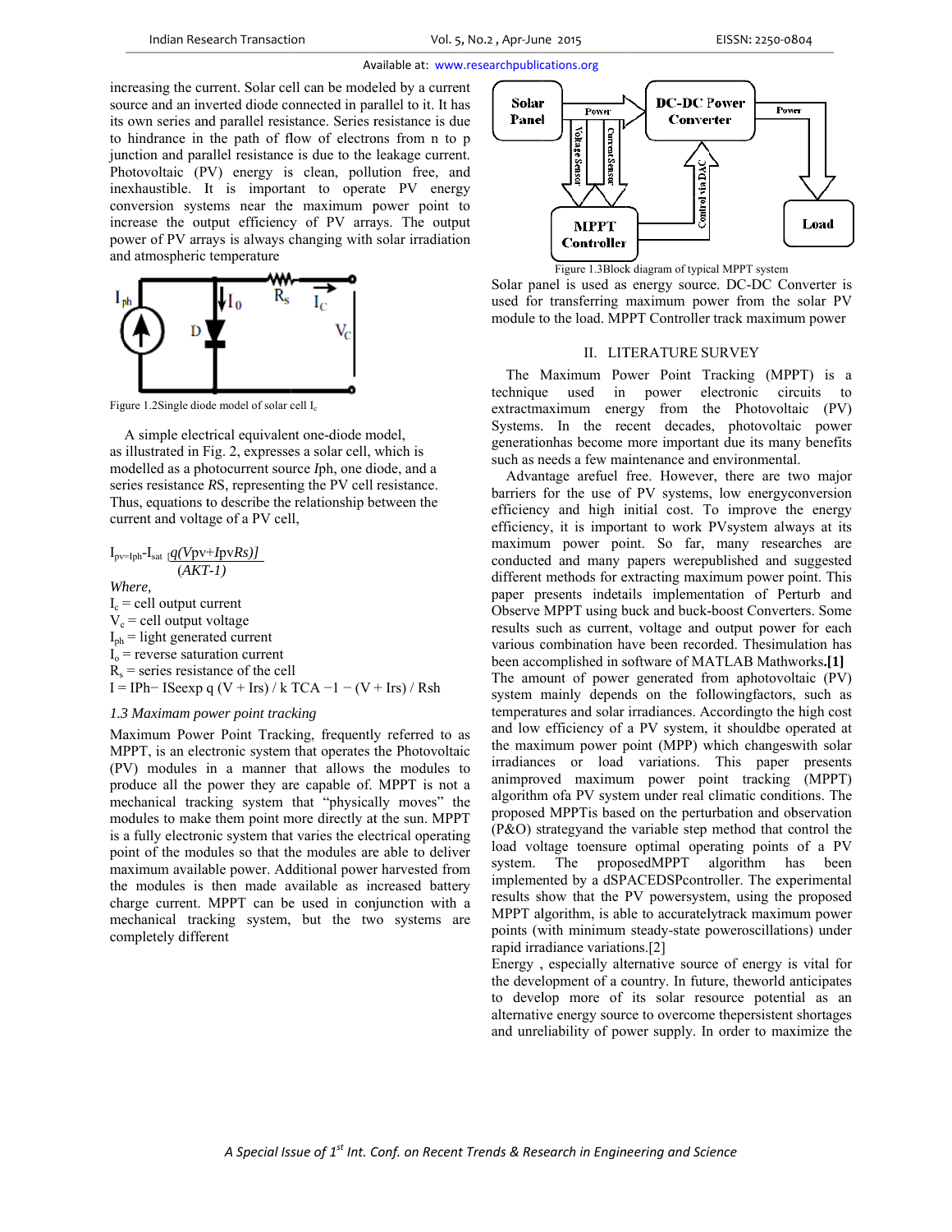increasing the current. Solar cell can be modeled by a current source and an inverted diode connected in parallel to it. It has its own series and parallel resistance. Series resistance is due to hindrance in the path of flow of electrons from n to p junction and parallel resistance is due to the leakage current. Photovoltaic (PV) energy is clean, pollution free, and inexhaustible. It is important to operate PV energy conversion systems near the maximum power point to increase the output efficiency of PV arrays. The output power of PV arrays is always changing with solar irradiation and atmospheric temperature

Figure 1.2Single diode model of solar cell $I_c$

A simple electrical equivalent one-diode model, as illustrated in Fig. 2, expresses a solar cell, which is modelled as a photocurrent source *I*ph, one diode, and a series resistance *R*S, representing the PV cell resistance. Thus, equations to describe the relationship between the current and voltage of a PV cell,

$$I_{pv=Iph}-I_{sat}\ [\frac{q(Vpv+IpvRs)]}{(AKT-1)}$$

*Where,*

$I_c$ = cell output current
$V_c$ = cell output voltage
$I_{ph}$ = light generated current
$I_o$ = reverse saturation current
$R_s$ = series resistance of the cell
I = IPh− ISeexp q (V + Irs) / k TCA −1 − (V + Irs) / Rsh

### *1.3 Maximam power point tracking*

Maximum Power Point Tracking, frequently referred to as MPPT, is an electronic system that operates the Photovoltaic (PV) modules in a manner that allows the modules to produce all the power they are capable of. MPPT is not a mechanical tracking system that "physically moves" the modules to make them point more directly at the sun. MPPT is a fully electronic system that varies the electrical operating point of the modules so that the modules are able to deliver maximum available power. Additional power harvested from the modules is then made available as increased battery charge current. MPPT can be used in conjunction with a mechanical tracking system, but the two systems are completely different

Figure 1.3Block diagram of typical MPPT system

Solar panel is used as energy source. DC-DC Converter is used for transferring maximum power from the solar PV module to the load. MPPT Controller track maximum power

## II. LITERATURE SURVEY

The Maximum Power Point Tracking (MPPT) is a technique used in power electronic circuits to extractmaximum energy from the Photovoltaic (PV) Systems. In the recent decades, photovoltaic power generationhas become more important due its many benefits such as needs a few maintenance and environmental.

Advantage arefuel free. However, there are two major barriers for the use of PV systems, low energyconversion efficiency and high initial cost. To improve the energy efficiency, it is important to work PVsystem always at its maximum power point. So far, many researches are conducted and many papers werepublished and suggested different methods for extracting maximum power point. This paper presents indetails implementation of Perturb and Observe MPPT using buck and buck-boost Converters. Some results such as current, voltage and output power for each various combination have been recorded. Thesimulation has been accomplished in software of MATLAB Mathworks.**[1]**

The amount of power generated from aphotovoltaic (PV) system mainly depends on the followingfactors, such as temperatures and solar irradiances. Accordingto the high cost and low efficiency of a PV system, it shouldbe operated at the maximum power point (MPP) which changeswith solar irradiances or load variations. This paper presents animproved maximum power point tracking (MPPT) algorithm ofa PV system under real climatic conditions. The proposed MPPTis based on the perturbation and observation (P&O) strategyand the variable step method that control the load voltage toensure optimal operating points of a PV system. The proposedMPPT algorithm has been implemented by a dSPACEDSPcontroller. The experimental results show that the PV powersystem, using the proposed MPPT algorithm, is able to accuratelytrack maximum power points (with minimum steady-state poweroscillations) under rapid irradiance variations.[2]

Energy , especially alternative source of energy is vital for the development of a country. In future, theworld anticipates to develop more of its solar resource potential as an alternative energy source to overcome thepersistent shortages and unreliability of power supply. In order to maximize the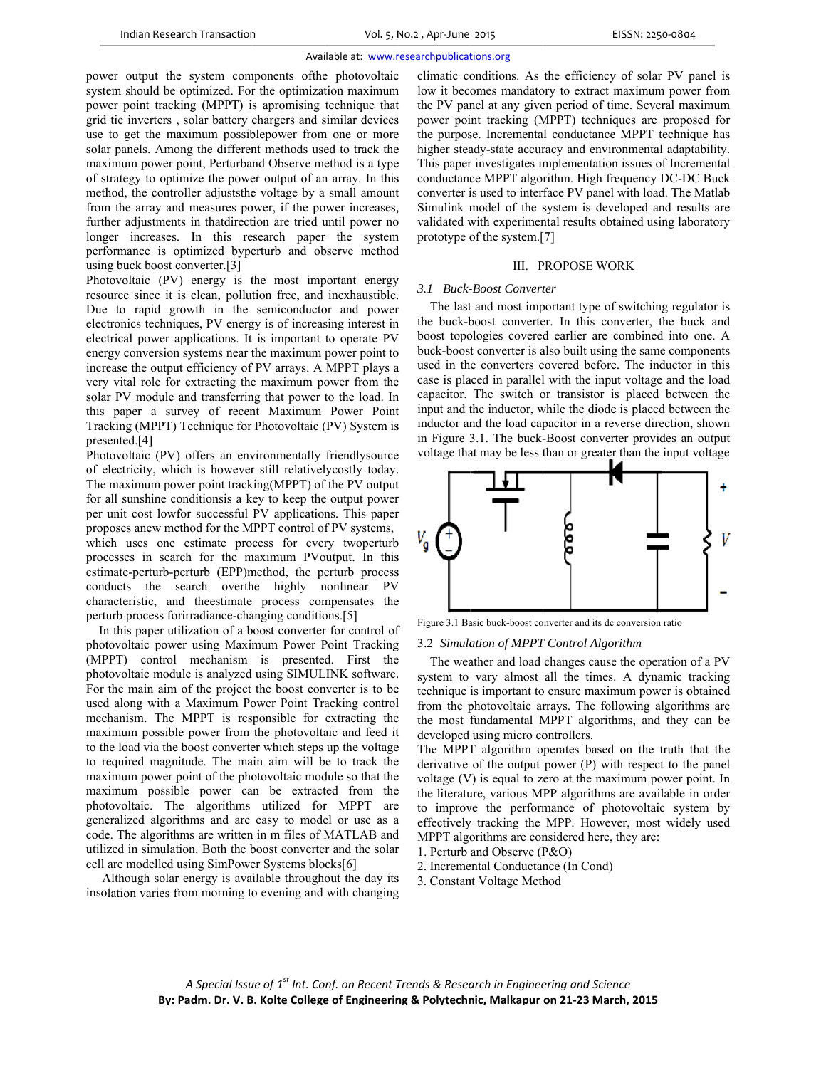power output the system components ofthe photovoltaic system should be optimized. For the optimization maximum power point tracking (MPPT) is apromising technique that grid tie inverters , solar battery chargers and similar devices use to get the maximum possiblepower from one or more solar panels. Among the different methods used to track the maximum power point, Perturband Observe method is a type of strategy to optimize the power output of an array. In this method, the controller adjuststhe voltage by a small amount from the array and measures power, if the power increases, further adjustments in thatdirection are tried until power no longer increases. In this research paper the system performance is optimized byperturb and observe method using buck boost converter.[3]

Photovoltaic (PV) energy is the most important energy resource since it is clean, pollution free, and inexhaustible. Due to rapid growth in the semiconductor and power electronics techniques, PV energy is of increasing interest in electrical power applications. It is important to operate PV energy conversion systems near the maximum power point to increase the output efficiency of PV arrays. A MPPT plays a very vital role for extracting the maximum power from the solar PV module and transferring that power to the load. In this paper a survey of recent Maximum Power Point Tracking (MPPT) Technique for Photovoltaic (PV) System is presented.[4]

Photovoltaic (PV) offers an environmentally friendlysource of electricity, which is however still relativelycostly today. The maximum power point tracking(MPPT) of the PV output for all sunshine conditionsis a key to keep the output power per unit cost lowfor successful PV applications. This paper proposes anew method for the MPPT control of PV systems, which uses one estimate process for every twoperturb processes in search for the maximum PVoutput. In this estimate-perturb-perturb (EPP)method, the perturb process conducts the search overthe highly nonlinear PV characteristic, and theestimate process compensates the perturb process forirradiance-changing conditions.[5]

In this paper utilization of a boost converter for control of photovoltaic power using Maximum Power Point Tracking (MPPT) control mechanism is presented. First the photovoltaic module is analyzed using SIMULINK software. For the main aim of the project the boost converter is to be used along with a Maximum Power Point Tracking control mechanism. The MPPT is responsible for extracting the maximum possible power from the photovoltaic and feed it to the load via the boost converter which steps up the voltage to required magnitude. The main aim will be to track the maximum power point of the photovoltaic module so that the maximum possible power can be extracted from the photovoltaic. The algorithms utilized for MPPT are generalized algorithms and are easy to model or use as a code. The algorithms are written in m files of MATLAB and utilized in simulation. Both the boost converter and the solar cell are modelled using SimPower Systems blocks[6]

Although solar energy is available throughout the day its insolation varies from morning to evening and with changing climatic conditions. As the efficiency of solar PV panel is low it becomes mandatory to extract maximum power from the PV panel at any given period of time. Several maximum power point tracking (MPPT) techniques are proposed for the purpose. Incremental conductance MPPT technique has higher steady-state accuracy and environmental adaptability. This paper investigates implementation issues of Incremental conductance MPPT algorithm. High frequency DC-DC Buck converter is used to interface PV panel with load. The Matlab Simulink model of the system is developed and results are validated with experimental results obtained using laboratory prototype of the system.[7]

## III. PROPOSE WORK

### *3.1 Buck-Boost Converter*

The last and most important type of switching regulator is the buck-boost converter. In this converter, the buck and boost topologies covered earlier are combined into one. A buck-boost converter is also built using the same components used in the converters covered before. The inductor in this case is placed in parallel with the input voltage and the load capacitor. The switch or transistor is placed between the input and the inductor, while the diode is placed between the inductor and the load capacitor in a reverse direction, shown in Figure 3.1. The buck-Boost converter provides an output voltage that may be less than or greater than the input voltage

Figure 3.1 Basic buck-boost converter and its dc conversion ratio

### 3.2 *Simulation of MPPT Control Algorithm*

The weather and load changes cause the operation of a PV system to vary almost all the times. A dynamic tracking technique is important to ensure maximum power is obtained from the photovoltaic arrays. The following algorithms are the most fundamental MPPT algorithms, and they can be developed using micro controllers.

The MPPT algorithm operates based on the truth that the derivative of the output power (P) with respect to the panel voltage (V) is equal to zero at the maximum power point. In the literature, various MPP algorithms are available in order to improve the performance of photovoltaic system by effectively tracking the MPP. However, most widely used MPPT algorithms are considered here, they are:

1. Perturb and Observe (P&O)
2. Incremental Conductance (In Cond)
3. Constant Voltage Method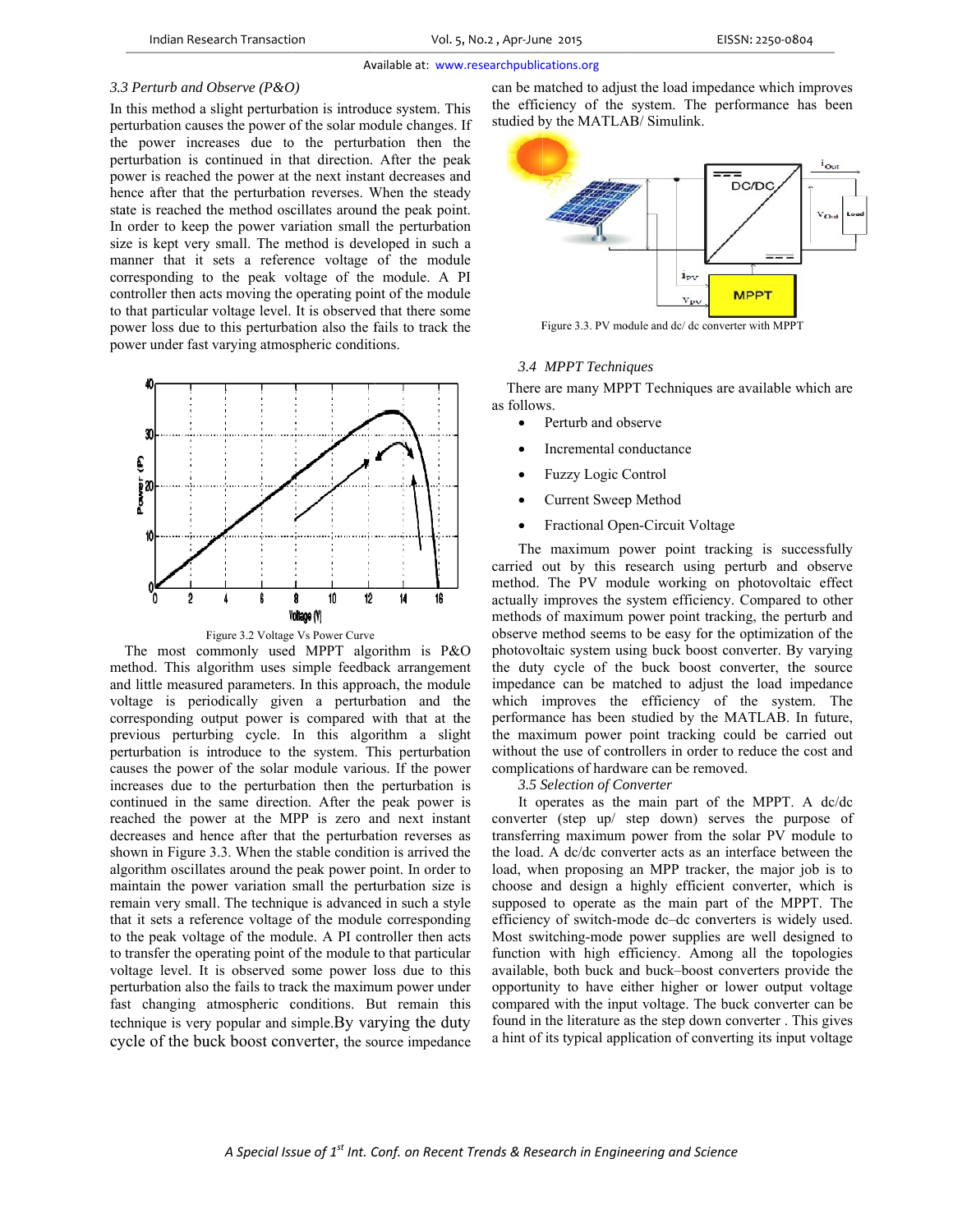### 3.3 Perturb and Observe (P&O)

In this method a slight perturbation is introduce system. This perturbation causes the power of the solar module changes. If the power increases due to the perturbation then the perturbation is continued in that direction. After the peak power is reached the power at the next instant decreases and hence after that the perturbation reverses. When the steady state is reached the method oscillates around the peak point. In order to keep the power variation small the perturbation size is kept very small. The method is developed in such a manner that it sets a reference voltage of the module corresponding to the peak voltage of the module. A PI controller then acts moving the operating point of the module to that particular voltage level. It is observed that there some power loss due to this perturbation also the fails to track the power under fast varying atmospheric conditions.

Figure 3.2 Voltage Vs Power Curve

The most commonly used MPPT algorithm is P&O method. This algorithm uses simple feedback arrangement and little measured parameters. In this approach, the module voltage is periodically given a perturbation and the corresponding output power is compared with that at the previous perturbing cycle. In this algorithm a slight perturbation is introduce to the system. This perturbation causes the power of the solar module various. If the power increases due to the perturbation then the perturbation is continued in the same direction. After the peak power is reached the power at the MPP is zero and next instant decreases and hence after that the perturbation reverses as shown in Figure 3.3. When the stable condition is arrived the algorithm oscillates around the peak power point. In order to maintain the power variation small the perturbation size is remain very small. The technique is advanced in such a style that it sets a reference voltage of the module corresponding to the peak voltage of the module. A PI controller then acts to transfer the operating point of the module to that particular voltage level. It is observed some power loss due to this perturbation also the fails to track the maximum power under fast changing atmospheric conditions. But remain this technique is very popular and simple. By varying the duty cycle of the buck boost converter, the source impedance can be matched to adjust the load impedance which improves the efficiency of the system. The performance has been studied by the MATLAB/ Simulink.

Figure 3.3. PV module and dc/ dc converter with MPPT

### 3.4 MPPT Techniques

There are many MPPT Techniques are available which are as follows.

- Perturb and observe
- Incremental conductance
- Fuzzy Logic Control
- Current Sweep Method
- Fractional Open-Circuit Voltage

The maximum power point tracking is successfully carried out by this research using perturb and observe method. The PV module working on photovoltaic effect actually improves the system efficiency. Compared to other methods of maximum power point tracking, the perturb and observe method seems to be easy for the optimization of the photovoltaic system using buck boost converter. By varying the duty cycle of the buck boost converter, the source impedance can be matched to adjust the load impedance which improves the efficiency of the system. The performance has been studied by the MATLAB. In future, the maximum power point tracking could be carried out without the use of controllers in order to reduce the cost and complications of hardware can be removed.

### 3.5 Selection of Converter

It operates as the main part of the MPPT. A dc/dc converter (step up/ step down) serves the purpose of transferring maximum power from the solar PV module to the load. A dc/dc converter acts as an interface between the load, when proposing an MPP tracker, the major job is to choose and design a highly efficient converter, which is supposed to operate as the main part of the MPPT. The efficiency of switch-mode dc–dc converters is widely used. Most switching-mode power supplies are well designed to function with high efficiency. Among all the topologies available, both buck and buck–boost converters provide the opportunity to have either higher or lower output voltage compared with the input voltage. The buck converter can be found in the literature as the step down converter . This gives a hint of its typical application of converting its input voltage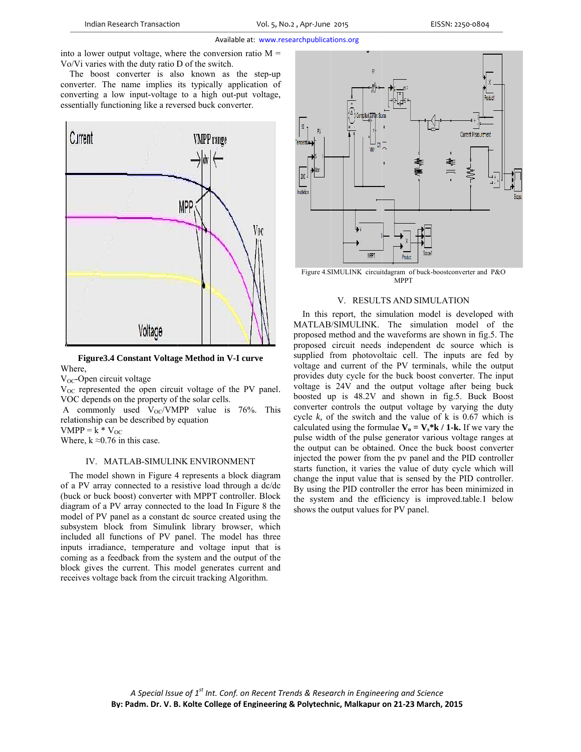into a lower output voltage, where the conversion ratio M = Vo/Vi varies with the duty ratio D of the switch.

The boost converter is also known as the step-up converter. The name implies its typically application of converting a low input-voltage to a high out-put voltage, essentially functioning like a reversed buck converter.

**Figure3.4 Constant Voltage Method in V-I curve**

Where,

$V_{OC}$-Open circuit voltage

$V_{OC}$ represented the open circuit voltage of the PV panel. VOC depends on the property of the solar cells.

A commonly used $V_{OC}$/VMPP value is 76%. This relationship can be described by equation

$V_{MPP} = k * V_{OC}$

Where, k ≈0.76 in this case.

## IV. MATLAB-SIMULINK ENVIRONMENT

The model shown in Figure 4 represents a block diagram of a PV array connected to a resistive load through a dc/dc (buck or buck boost) converter with MPPT controller. Block diagram of a PV array connected to the load In Figure 8 the model of PV panel as a constant dc source created using the subsystem block from Simulink library browser, which included all functions of PV panel. The model has three inputs irradiance, temperature and voltage input that is coming as a feedback from the system and the output of the block gives the current. This model generates current and receives voltage back from the circuit tracking Algorithm.

Figure 4.SIMULINK circuitdagram of buck-boostconverter and P&O MPPT

## V. RESULTS AND SIMULATION

In this report, the simulation model is developed with MATLAB/SIMULINK. The simulation model of the proposed method and the waveforms are shown in fig.5. The proposed circuit needs independent dc source which is supplied from photovoltaic cell. The inputs are fed by voltage and current of the PV terminals, while the output provides duty cycle for the buck boost converter. The input voltage is 24V and the output voltage after being buck boosted up is 48.2V and shown in fig.5. Buck Boost converter controls the output voltage by varying the duty cycle *k,* of the switch and the value of k is 0.67 which is calculated using the formulae $\mathbf{V_o = V_s*k / 1\text{-}k}$. If we vary the pulse width of the pulse generator various voltage ranges at the output can be obtained. Once the buck boost converter injected the power from the pv panel and the PID controller starts function, it varies the value of duty cycle which will change the input value that is sensed by the PID controller. By using the PID controller the error has been minimized in the system and the efficiency is improved.table.1 below shows the output values for PV panel.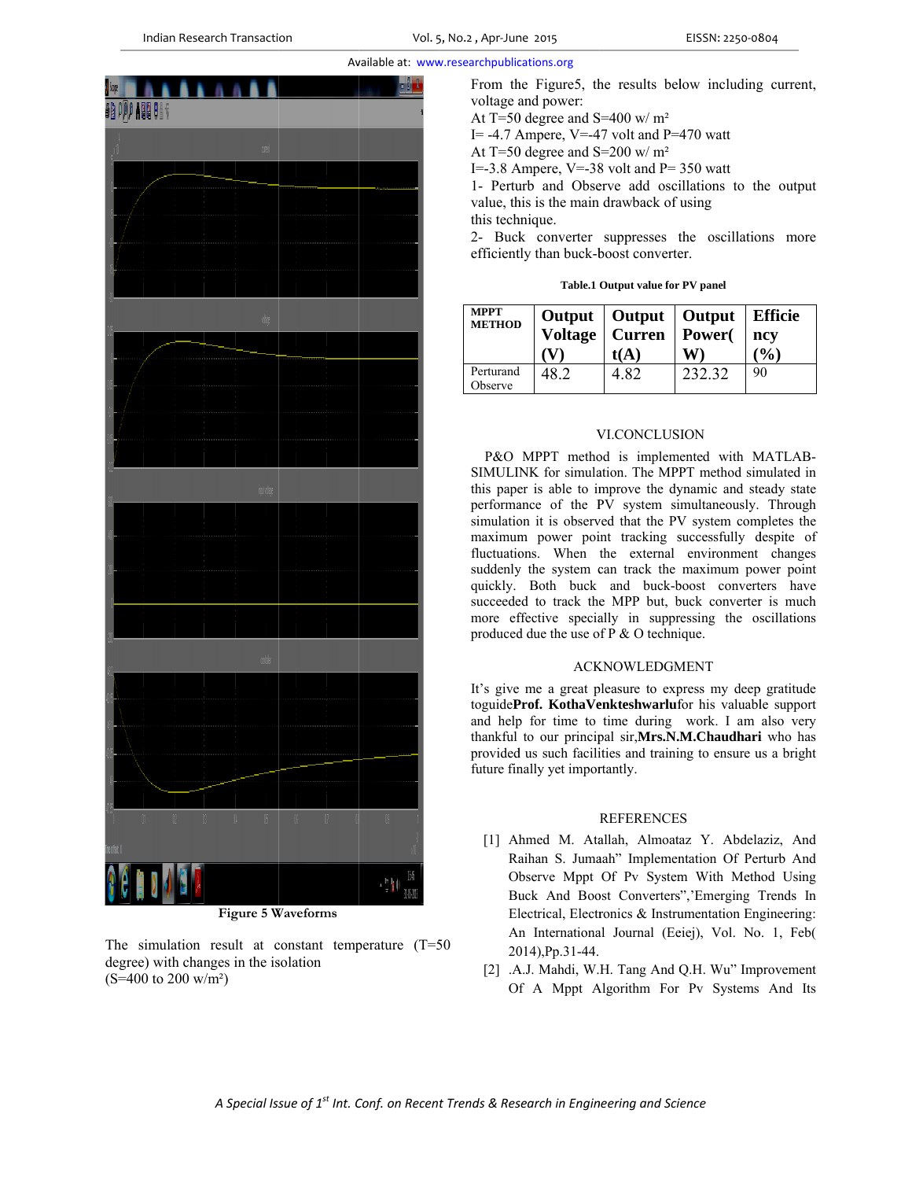Figure 5 Waveforms

The simulation result at constant temperature (T=50 degree) with changes in the isolation (S=400 to 200 w/m²)

From the Figure5, the results below including current, voltage and power:

At T=50 degree and S=400 w/ m²

I= -4.7 Ampere, V=-47 volt and P=470 watt

At T=50 degree and S=200 w/ m²

I=-3.8 Ampere, V=-38 volt and P= 350 watt

1- Perturb and Observe add oscillations to the output value, this is the main drawback of using this technique.

2- Buck converter suppresses the oscillations more efficiently than buck-boost converter.

**Table.1 Output value for PV panel**

| MPPT METHOD | Output Voltage (V) | Output Current(A) | Output Power(W) | Efficiency (%) |
|---|---|---|---|---|
| Perturand Observe | 48.2 | 4.82 | 232.32 | 90 |

## VI.CONCLUSION

P&O MPPT method is implemented with MATLAB-SIMULINK for simulation. The MPPT method simulated in this paper is able to improve the dynamic and steady state performance of the PV system simultaneously. Through simulation it is observed that the PV system completes the maximum power point tracking successfully despite of fluctuations. When the external environment changes suddenly the system can track the maximum power point quickly. Both buck and buck-boost converters have succeeded to track the MPP but, buck converter is much more effective specially in suppressing the oscillations produced due the use of P & O technique.

## ACKNOWLEDGMENT

It's give me a great pleasure to express my deep gratitude toguide**Prof. KothaVenkteshwarlu**for his valuable support and help for time to time during work. I am also very thankful to our principal sir,**Mrs.N.M.Chaudhari** who has provided us such facilities and training to ensure us a bright future finally yet importantly.

## REFERENCES

[1] Ahmed M. Atallah, Almoataz Y. Abdelaziz, And Raihan S. Jumaah" Implementation Of Perturb And Observe Mppt Of Pv System With Method Using Buck And Boost Converters",'Emerging Trends In Electrical, Electronics & Instrumentation Engineering: An International Journal (Eeiej), Vol. No. 1, Feb( 2014),Pp.31-44.

[2] .A.J. Mahdi, W.H. Tang And Q.H. Wu" Improvement Of A Mppt Algorithm For Pv Systems And Its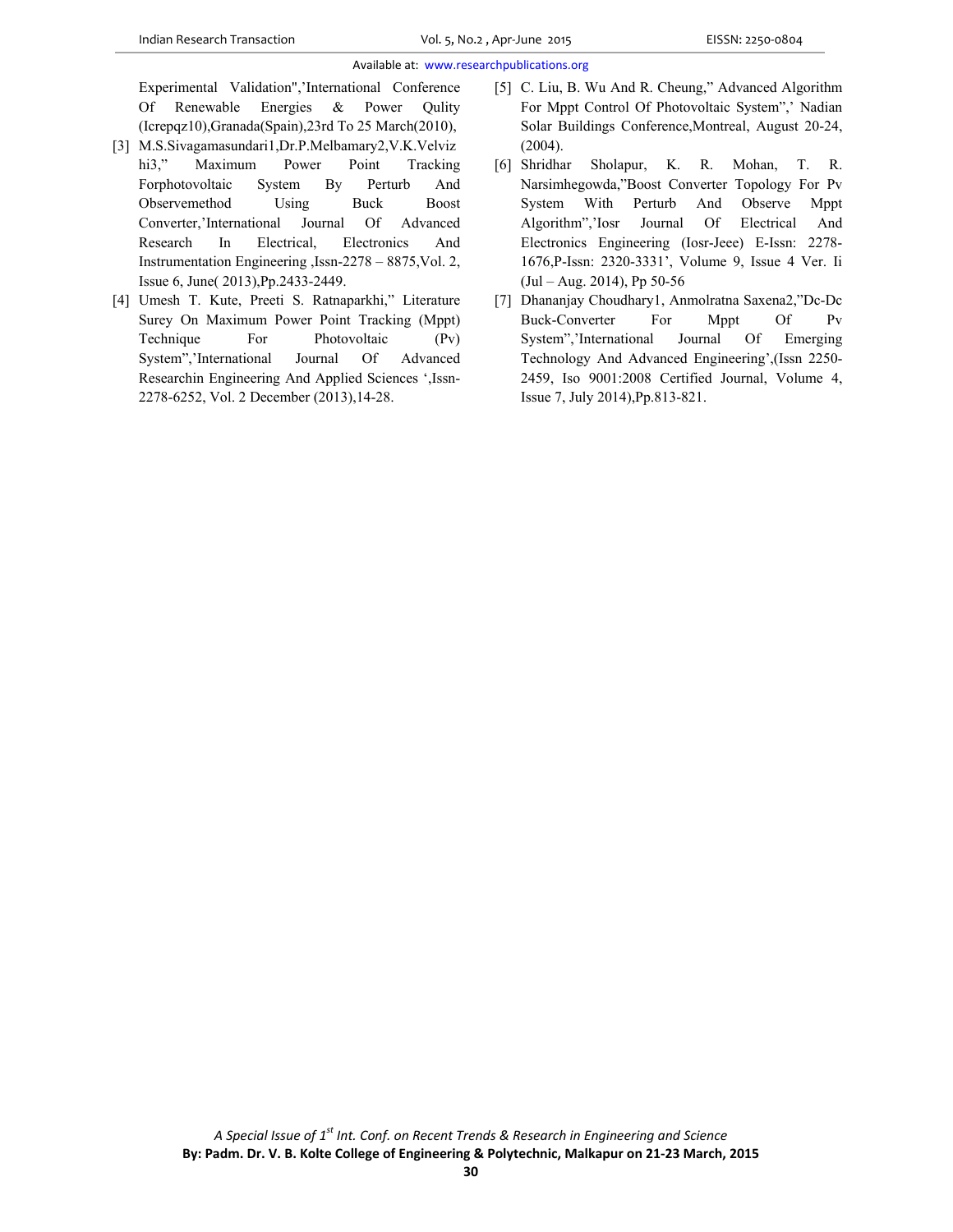Experimental Validation",'International Conference Of Renewable Energies & Power Qulity (Icrepqz10),Granada(Spain),23rd To 25 March(2010),

[3] M.S.Sivagamasundari1,Dr.P.Melbamary2,V.K.Velviz hi3," Maximum Power Point Tracking Forphotovoltaic System By Perturb And Observemethod Using Buck Boost Converter,'International Journal Of Advanced Research In Electrical, Electronics And Instrumentation Engineering ,Issn-2278 – 8875,Vol. 2, Issue 6, June( 2013),Pp.2433-2449.

[4] Umesh T. Kute, Preeti S. Ratnaparkhi," Literature Surey On Maximum Power Point Tracking (Mppt) Technique For Photovoltaic (Pv) System",'International Journal Of Advanced Researchin Engineering And Applied Sciences ',Issn-2278-6252, Vol. 2 December (2013),14-28.

[5] C. Liu, B. Wu And R. Cheung," Advanced Algorithm For Mppt Control Of Photovoltaic System",' Nadian Solar Buildings Conference,Montreal, August 20-24, (2004).

[6] Shridhar Sholapur, K. R. Mohan, T. R. Narsimhegowda,"Boost Converter Topology For Pv System With Perturb And Observe Mppt Algorithm",'Iosr Journal Of Electrical And Electronics Engineering (Iosr-Jeee) E-Issn: 2278-1676,P-Issn: 2320-3331', Volume 9, Issue 4 Ver. Ii (Jul – Aug. 2014), Pp 50-56

[7] Dhananjay Choudhary1, Anmolratna Saxena2,"Dc-Dc Buck-Converter For Mppt Of Pv System",'International Journal Of Emerging Technology And Advanced Engineering',(Issn 2250-2459, Iso 9001:2008 Certified Journal, Volume 4, Issue 7, July 2014),Pp.813-821.